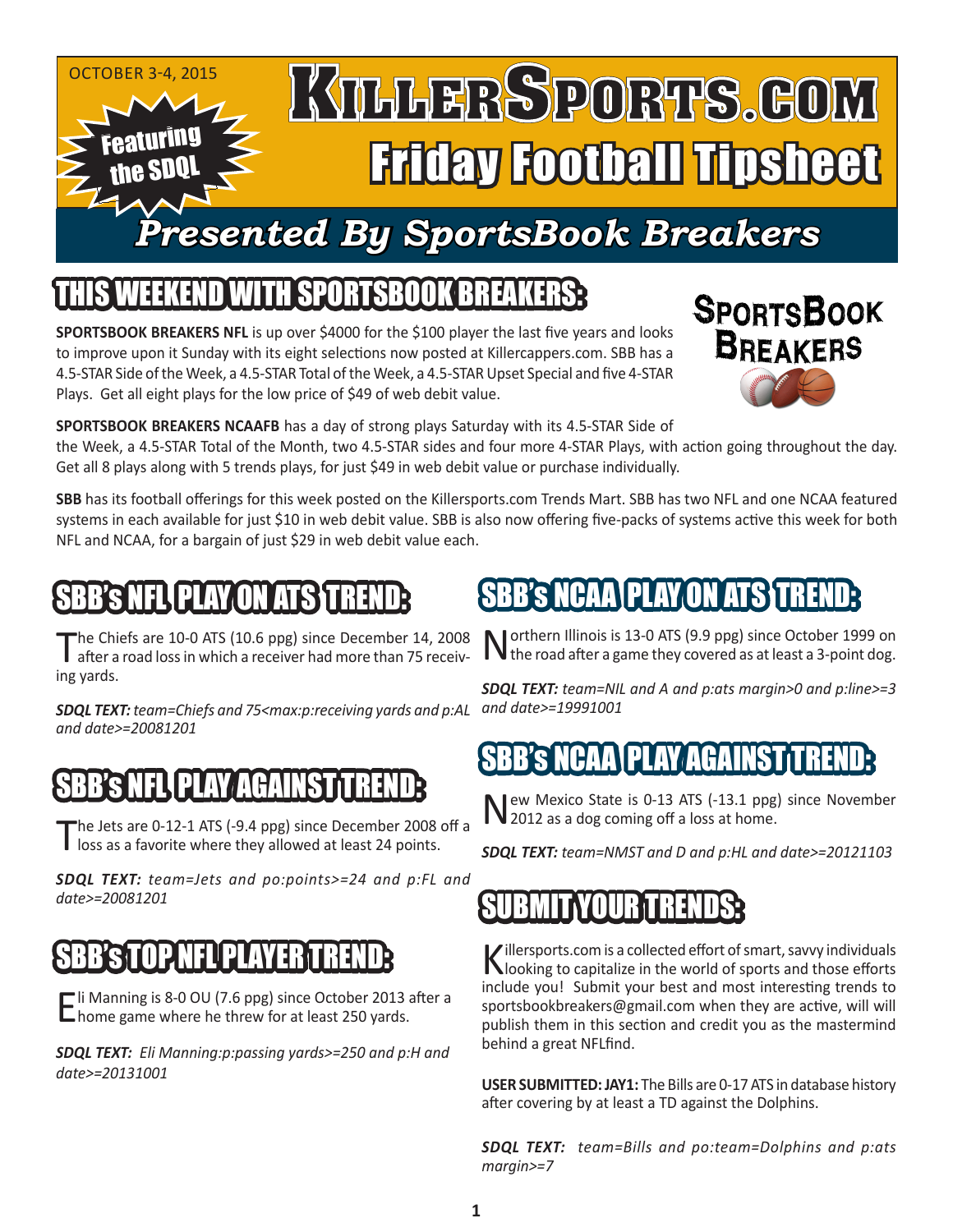OCTOBER 3-4, 2015

Featuring the SDQL

# KillerSports.com

# Friday Football Tipsheet

## Presented By SportsBook Breakers

## THIS WEEKEND WITH SPORTSBOOK BREAKERS:

**SPORTSBOOK BREAKERS NFL** is up over $4000 for the $100 player the last five years and looks to improve upon it Sunday with its eight selections now posted at Killercappers.com. SBB has a 4.5-STAR Side of the Week, a 4.5-STAR Total of the Week, a 4.5-STAR Upset Special and five 4-STAR Plays. Get all eight plays for the low price of $49 of web debit value.

**SPORTSBOOK BREAKERS NCAAFB** has a day of strong plays Saturday with its 4.5-STAR Side of the Week, a 4.5-STAR Total of the Month, two 4.5-STAR sides and four more 4-STAR Plays, with action going throughout the day. Get all 8 plays along with 5 trends plays, for just $49 in web debit value or purchase individually.

**SBB** has its football offerings for this week posted on the Killersports.com Trends Mart. SBB has two NFL and one NCAA featured systems in each available for just $10 in web debit value. SBB is also now offering five-packs of systems active this week for both NFL and NCAA, for a bargain of just $29 in web debit value each.

## SBB's NFL PLAY ON ATS TREND:

The Chiefs are 10-0 ATS (10.6 ppg) since December 14, 2008 after a road loss in which a receiver had more than 75 receiving yards.

***SDQL TEXT:*** *team=Chiefs and 75<max:p:receiving yards and p:AL and date>=20081201*

## SBB's NFL PLAY AGAINST TREND:

The Jets are 0-12-1 ATS (-9.4 ppg) since December 2008 off a loss as a favorite where they allowed at least 24 points.

***SDQL TEXT:*** *team=Jets and po:points>=24 and p:FL and date>=20081201*

## SBB'S TOP NFL PLAYER TREND:

Eli Manning is 8-0 OU (7.6 ppg) since October 2013 after a home game where he threw for at least 250 yards.

***SDQL TEXT:*** *Eli Manning:p:passing yards>=250 and p:H and date>=20131001*

## SBB's NCAA PLAY ON ATS TREND:

Northern Illinois is 13-0 ATS (9.9 ppg) since October 1999 on the road after a game they covered as at least a 3-point dog.

***SDQL TEXT:*** *team=NIL and A and p:ats margin>0 and p:line>=3 and date>=19991001*

## SBB's NCAA PLAY AGAINST TREND:

New Mexico State is 0-13 ATS (-13.1 ppg) since November 2012 as a dog coming off a loss at home.

***SDQL TEXT:*** *team=NMST and D and p:HL and date>=20121103*

## SUBMIT YOUR TRENDS:

Killersports.com is a collected effort of smart, savvy individuals looking to capitalize in the world of sports and those efforts include you! Submit your best and most interesting trends to sportsbookbreakers@gmail.com when they are active, will will publish them in this section and credit you as the mastermind behind a great NFLfind.

**USER SUBMITTED: JAY1:** The Bills are 0-17 ATS in database history after covering by at least a TD against the Dolphins.

***SDQL TEXT:*** *team=Bills and po:team=Dolphins and p:ats margin>=7*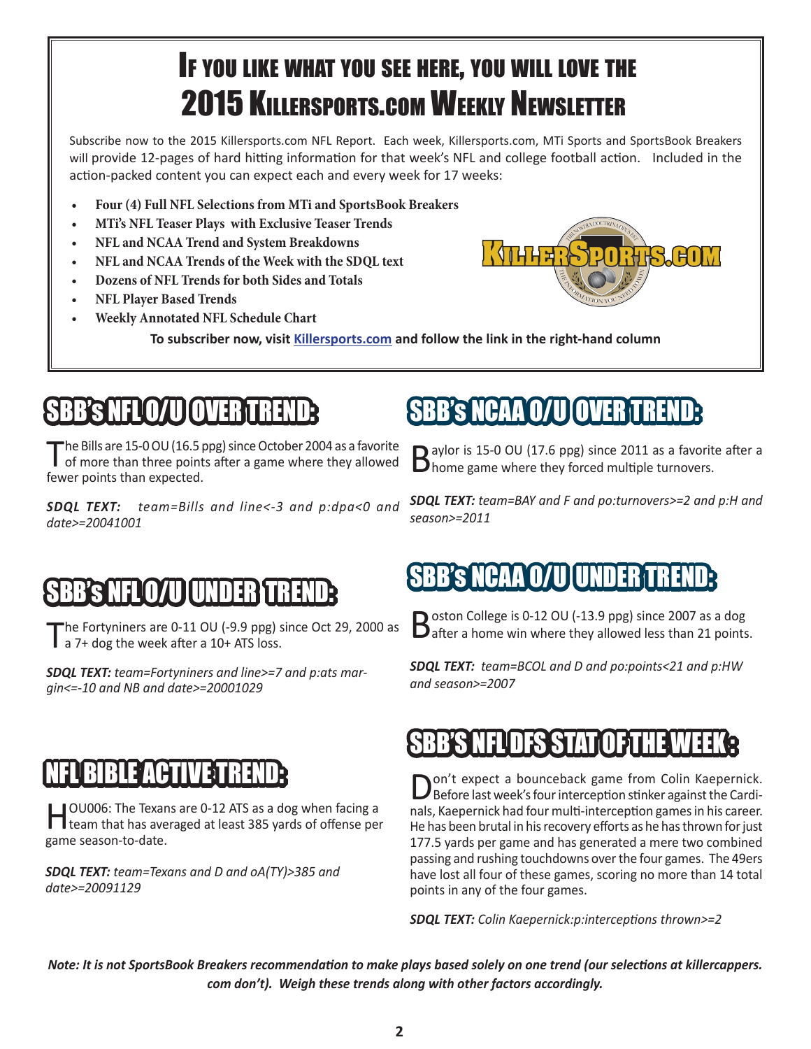# If you like what you see here, you will love the 2015 Killersports.com Weekly Newsletter

Subscribe now to the 2015 Killersports.com NFL Report. Each week, Killersports.com, MTi Sports and SportsBook Breakers will provide 12-pages of hard hitting information for that week's NFL and college football action. Included in the action-packed content you can expect each and every week for 17 weeks:

- **Four (4) Full NFL Selections from MTi and SportsBook Breakers**
- **MTi's NFL Teaser Plays with Exclusive Teaser Trends**
- **NFL and NCAA Trend and System Breakdowns**
- **NFL and NCAA Trends of the Week with the SDQL text**
- **Dozens of NFL Trends for both Sides and Totals**
- **NFL Player Based Trends**
- **Weekly Annotated NFL Schedule Chart**

**To subscriber now, visit Killersports.com and follow the link in the right-hand column**

## SBB's NFL O/U OVER TREND:

The Bills are 15-0 OU (16.5 ppg) since October 2004 as a favorite of more than three points after a game where they allowed fewer points than expected.

***SDQL TEXT:*** *team=Bills and line<-3 and p:dpa<0 and date>=20041001*

## SBB's NFL O/U UNDER TREND:

The Fortyniners are 0-11 OU (-9.9 ppg) since Oct 29, 2000 as a 7+ dog the week after a 10+ ATS loss.

***SDQL TEXT:*** *team=Fortyniners and line>=7 and p:ats margin<=-10 and NB and date>=20001029*

## NFL BIBLE ACTIVE TREND:

HOU006: The Texans are 0-12 ATS as a dog when facing a team that has averaged at least 385 yards of offense per game season-to-date.

***SDQL TEXT:*** *team=Texans and D and oA(TY)>385 and date>=20091129*

## SBB's NCAA O/U OVER TREND:

Baylor is 15-0 OU (17.6 ppg) since 2011 as a favorite after a home game where they forced multiple turnovers.

***SDQL TEXT:*** *team=BAY and F and po:turnovers>=2 and p:H and season>=2011*

## SBB's NCAA O/U UNDER TREND:

Boston College is 0-12 OU (-13.9 ppg) since 2007 as a dog after a home win where they allowed less than 21 points.

***SDQL TEXT:*** *team=BCOL and D and po:points<21 and p:HW and season>=2007*

## SBB'S NFL DFS STAT OF THE WEEK:

Don't expect a bounceback game from Colin Kaepernick. Before last week's four interception stinker against the Cardinals, Kaepernick had four multi-interception games in his career. He has been brutal in his recovery efforts as he has thrown for just 177.5 yards per game and has generated a mere two combined passing and rushing touchdowns over the four games. The 49ers have lost all four of these games, scoring no more than 14 total points in any of the four games.

***SDQL TEXT:*** *Colin Kaepernick:p:interceptions thrown>=2*

***Note: It is not SportsBook Breakers recommendation to make plays based solely on one trend (our selections at killercappers.com don't). Weigh these trends along with other factors accordingly.***